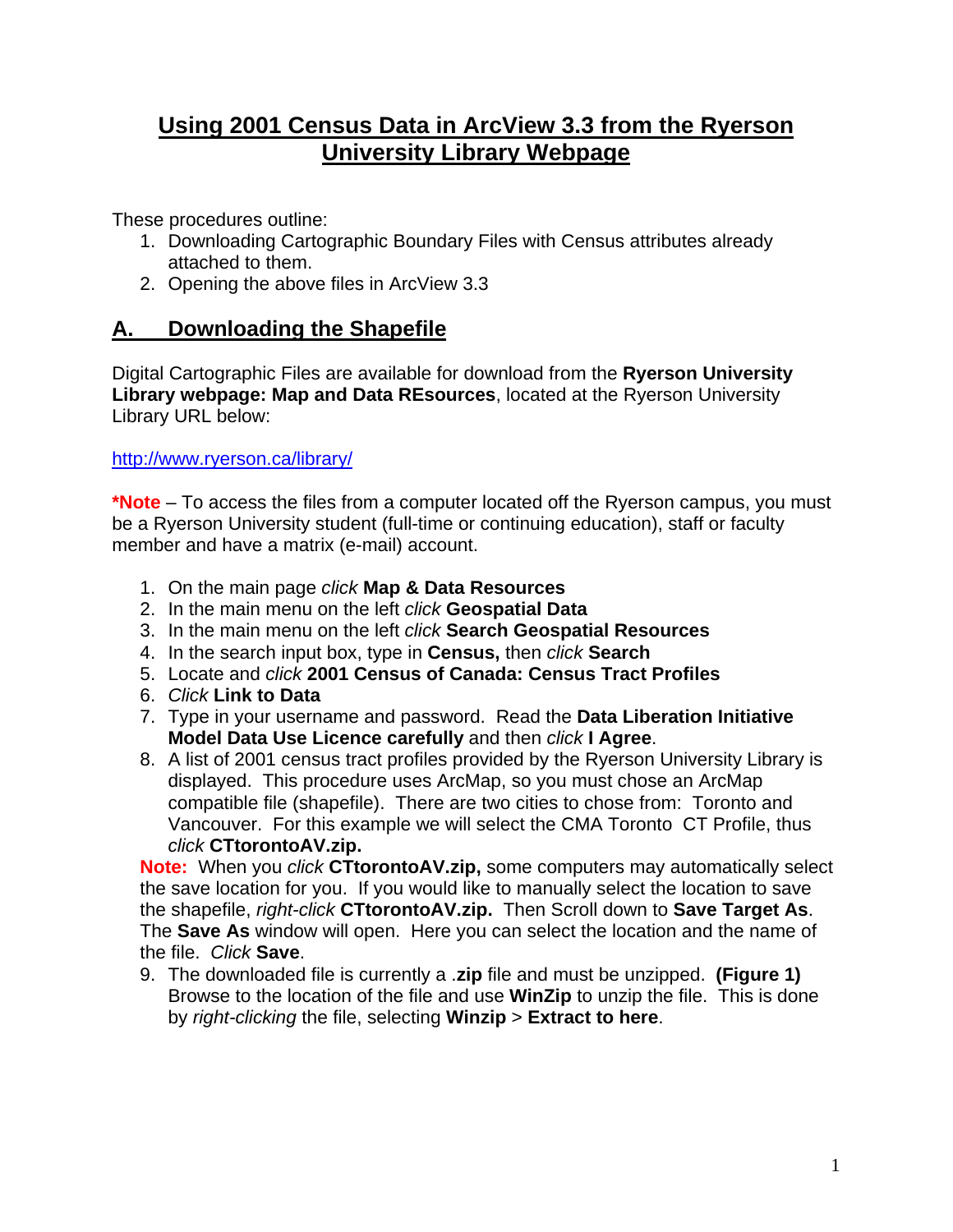# Using 2001 Census Data in ArcView 3.3 from the Ryerson University Library Webpage

These procedures outline:

1. Downloading Cartographic Boundary Files with Census attributes already attached to them.
2. Opening the above files in ArcView 3.3

## A. Downloading the Shapefile

Digital Cartographic Files are available for download from the **Ryerson University Library webpage: Map and Data REsources**, located at the Ryerson University Library URL below:

http://www.ryerson.ca/library/

**\*Note** – To access the files from a computer located off the Ryerson campus, you must be a Ryerson University student (full-time or continuing education), staff or faculty member and have a matrix (e-mail) account.

1. On the main page *click* **Map & Data Resources**
2. In the main menu on the left *click* **Geospatial Data**
3. In the main menu on the left *click* **Search Geospatial Resources**
4. In the search input box, type in **Census,** then *click* **Search**
5. Locate and *click* **2001 Census of Canada: Census Tract Profiles**
6. *Click* **Link to Data**
7. Type in your username and password. Read the **Data Liberation Initiative Model Data Use Licence carefully** and then *click* **I Agree**.
8. A list of 2001 census tract profiles provided by the Ryerson University Library is displayed. This procedure uses ArcMap, so you must chose an ArcMap compatible file (shapefile). There are two cities to chose from: Toronto and Vancouver. For this example we will select the CMA Toronto CT Profile, thus *click* **CTtorontoAV.zip.**

   **Note:** When you *click* **CTtorontoAV.zip,** some computers may automatically select the save location for you. If you would like to manually select the location to save the shapefile, *right-click* **CTtorontoAV.zip.** Then Scroll down to **Save Target As**. The **Save As** window will open. Here you can select the location and the name of the file. *Click* **Save**.
9. The downloaded file is currently a **.zip** file and must be unzipped. **(Figure 1)** Browse to the location of the file and use **WinZip** to unzip the file. This is done by *right-clicking* the file, selecting **Winzip** > **Extract to here**.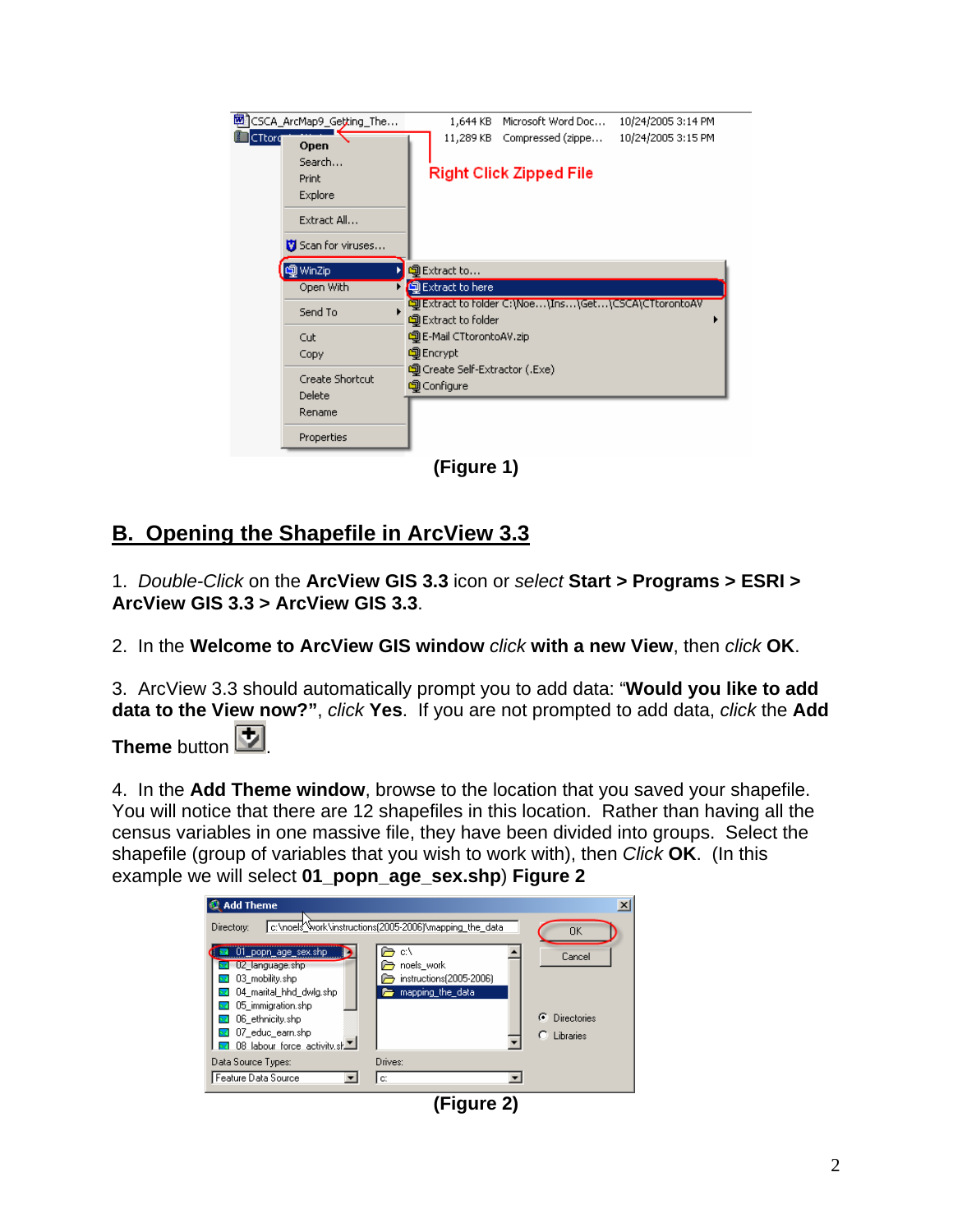(Figure 1)

## B. Opening the Shapefile in ArcView 3.3

1. *Double-Click* on the **ArcView GIS 3.3** icon or *select* **Start > Programs > ESRI > ArcView GIS 3.3 > ArcView GIS 3.3**.

2. In the **Welcome to ArcView GIS window** *click* **with a new View**, then *click* **OK**.

3. ArcView 3.3 should automatically prompt you to add data: "**Would you like to add data to the View now?"**, *click* **Yes**. If you are not prompted to add data, *click* the **Add Theme** button.

4. In the **Add Theme window**, browse to the location that you saved your shapefile. You will notice that there are 12 shapefiles in this location. Rather than having all the census variables in one massive file, they have been divided into groups. Select the shapefile (group of variables that you wish to work with), then *Click* **OK**. (In this example we will select **01_popn_age_sex.shp**) **Figure 2**

(Figure 2)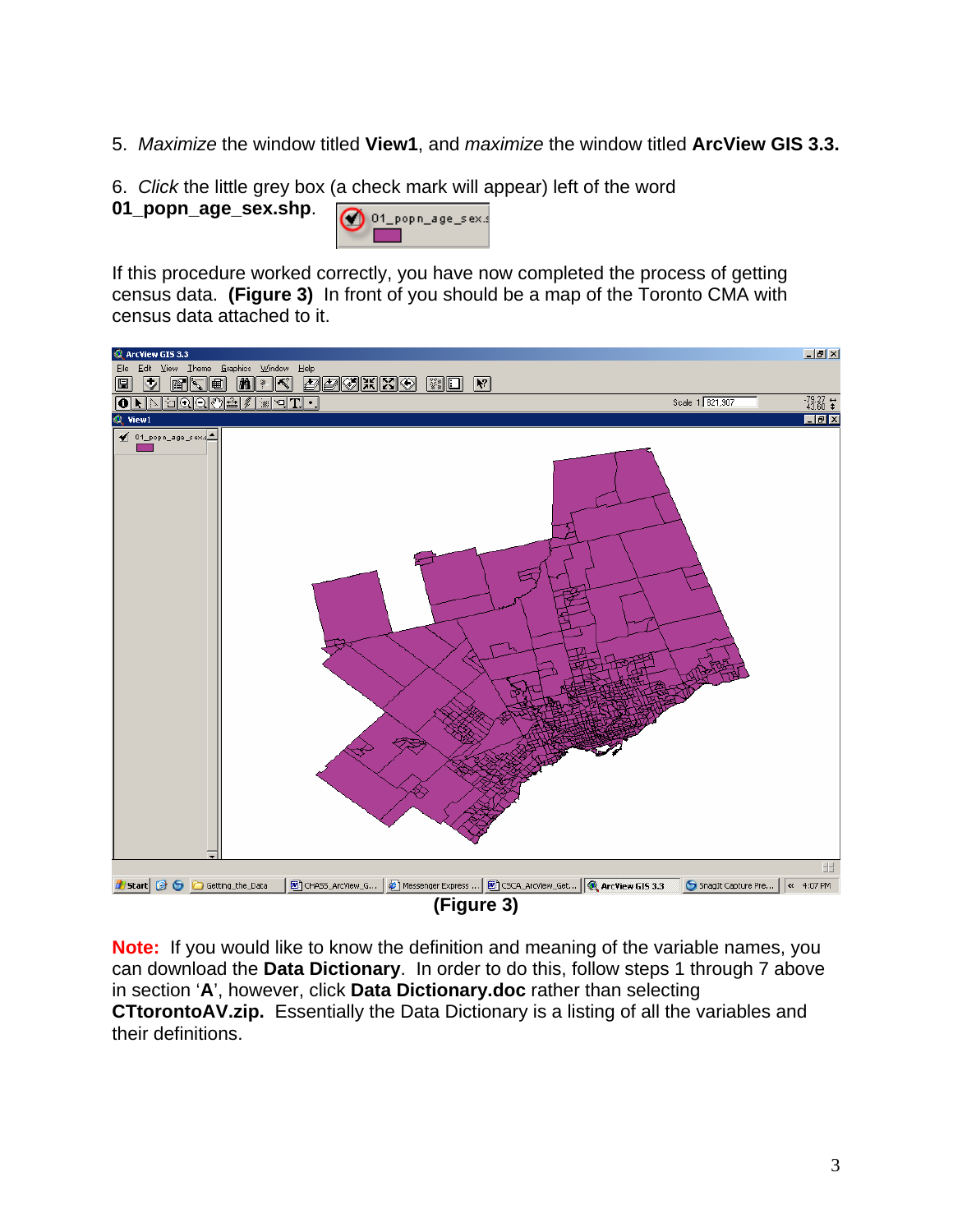5. *Maximize* the window titled **View1**, and *maximize* the window titled **ArcView GIS 3.3.**

6. *Click* the little grey box (a check mark will appear) left of the word **01_popn_age_sex.shp**.

If this procedure worked correctly, you have now completed the process of getting census data. **(Figure 3)** In front of you should be a map of the Toronto CMA with census data attached to it.

**(Figure 3)**

**Note:** If you would like to know the definition and meaning of the variable names, you can download the **Data Dictionary**. In order to do this, follow steps 1 through 7 above in section '**A**', however, click **Data Dictionary.doc** rather than selecting **CTtorontoAV.zip.** Essentially the Data Dictionary is a listing of all the variables and their definitions.